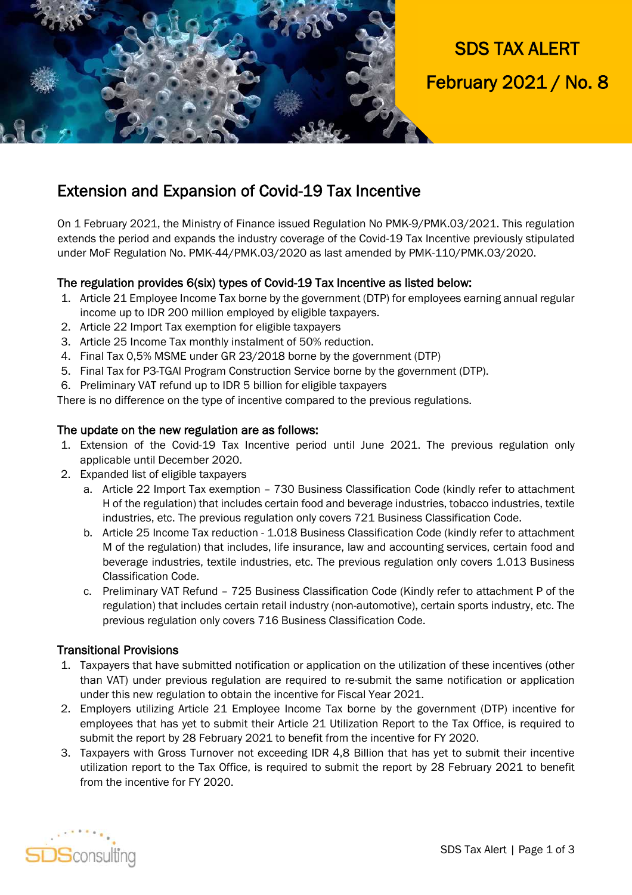SDS TAX ALERT

February 2021 / No. 8

## Extension and Expansion of Covid-19 Tax Incentive

On 1 February 2021, the Ministry of Finance issued Regulation No PMK-9/PMK.03/2021. This regulation extends the period and expands the industry coverage of the Covid-19 Tax Incentive previously stipulated under MoF Regulation No. PMK-44/PMK.03/2020 as last amended by PMK-110/PMK.03/2020.

### The regulation provides 6(six) types of Covid-19 Tax Incentive as listed below:

1. Article 21 Employee Income Tax borne by the government (DTP) for employees earning annual regular income up to IDR 200 million employed by eligible taxpayers.
2. Article 22 Import Tax exemption for eligible taxpayers
3. Article 25 Income Tax monthly instalment of 50% reduction.
4. Final Tax 0,5% MSME under GR 23/2018 borne by the government (DTP)
5. Final Tax for P3-TGAI Program Construction Service borne by the government (DTP).
6. Preliminary VAT refund up to IDR 5 billion for eligible taxpayers

There is no difference on the type of incentive compared to the previous regulations.

### The update on the new regulation are as follows:

1. Extension of the Covid-19 Tax Incentive period until June 2021. The previous regulation only applicable until December 2020.
2. Expanded list of eligible taxpayers
   a. Article 22 Import Tax exemption – 730 Business Classification Code (kindly refer to attachment H of the regulation) that includes certain food and beverage industries, tobacco industries, textile industries, etc. The previous regulation only covers 721 Business Classification Code.
   b. Article 25 Income Tax reduction - 1.018 Business Classification Code (kindly refer to attachment M of the regulation) that includes, life insurance, law and accounting services, certain food and beverage industries, textile industries, etc. The previous regulation only covers 1.013 Business Classification Code.
   c. Preliminary VAT Refund – 725 Business Classification Code (Kindly refer to attachment P of the regulation) that includes certain retail industry (non-automotive), certain sports industry, etc. The previous regulation only covers 716 Business Classification Code.

### Transitional Provisions

1. Taxpayers that have submitted notification or application on the utilization of these incentives (other than VAT) under previous regulation are required to re-submit the same notification or application under this new regulation to obtain the incentive for Fiscal Year 2021.
2. Employers utilizing Article 21 Employee Income Tax borne by the government (DTP) incentive for employees that has yet to submit their Article 21 Utilization Report to the Tax Office, is required to submit the report by 28 February 2021 to benefit from the incentive for FY 2020.
3. Taxpayers with Gross Turnover not exceeding IDR 4,8 Billion that has yet to submit their incentive utilization report to the Tax Office, is required to submit the report by 28 February 2021 to benefit from the incentive for FY 2020.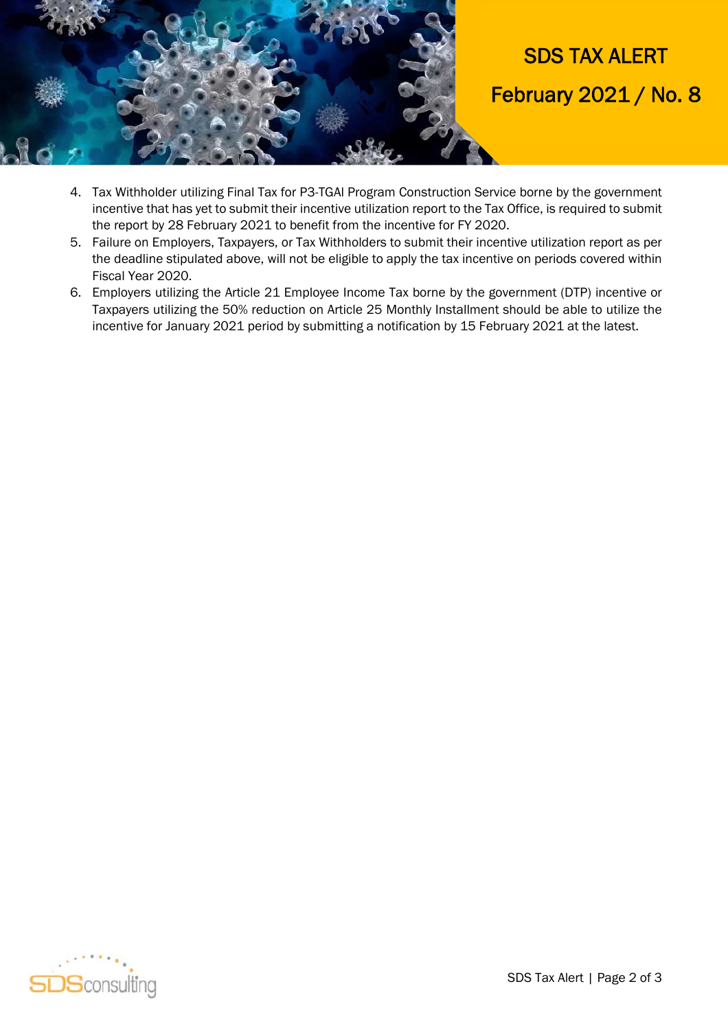4. Tax Withholder utilizing Final Tax for P3-TGAI Program Construction Service borne by the government incentive that has yet to submit their incentive utilization report to the Tax Office, is required to submit the report by 28 February 2021 to benefit from the incentive for FY 2020.
5. Failure on Employers, Taxpayers, or Tax Withholders to submit their incentive utilization report as per the deadline stipulated above, will not be eligible to apply the tax incentive on periods covered within Fiscal Year 2020.
6. Employers utilizing the Article 21 Employee Income Tax borne by the government (DTP) incentive or Taxpayers utilizing the 50% reduction on Article 25 Monthly Installment should be able to utilize the incentive for January 2021 period by submitting a notification by 15 February 2021 at the latest.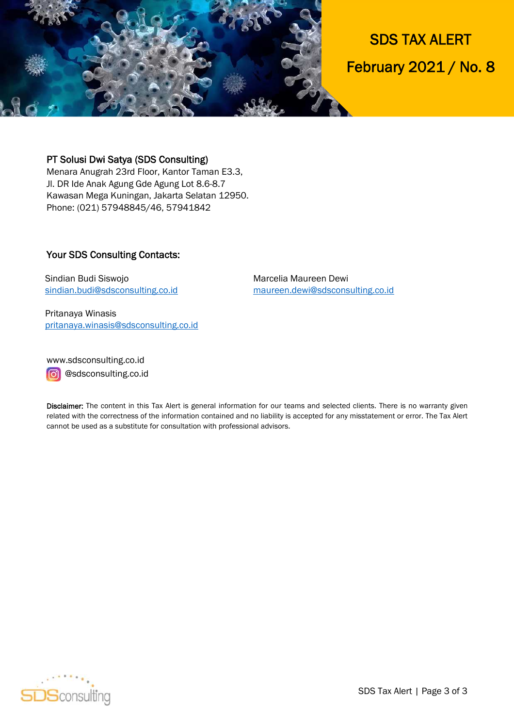SDS TAX ALERT

February 2021 / No. 8

**PT Solusi Dwi Satya (SDS Consulting)**
Menara Anugrah 23rd Floor, Kantor Taman E3.3,
Jl. DR Ide Anak Agung Gde Agung Lot 8.6-8.7
Kawasan Mega Kuningan, Jakarta Selatan 12950.
Phone: (021) 57948845/46, 57941842

**Your SDS Consulting Contacts:**

Sindian Budi Siswojo
sindian.budi@sdsconsulting.co.id

Marcelia Maureen Dewi
maureen.dewi@sdsconsulting.co.id

Pritanaya Winasis
pritanaya.winasis@sdsconsulting.co.id

www.sdsconsulting.co.id
@sdsconsulting.co.id

**Disclaimer:** The content in this Tax Alert is general information for our teams and selected clients. There is no warranty given related with the correctness of the information contained and no liability is accepted for any misstatement or error. The Tax Alert cannot be used as a substitute for consultation with professional advisors.